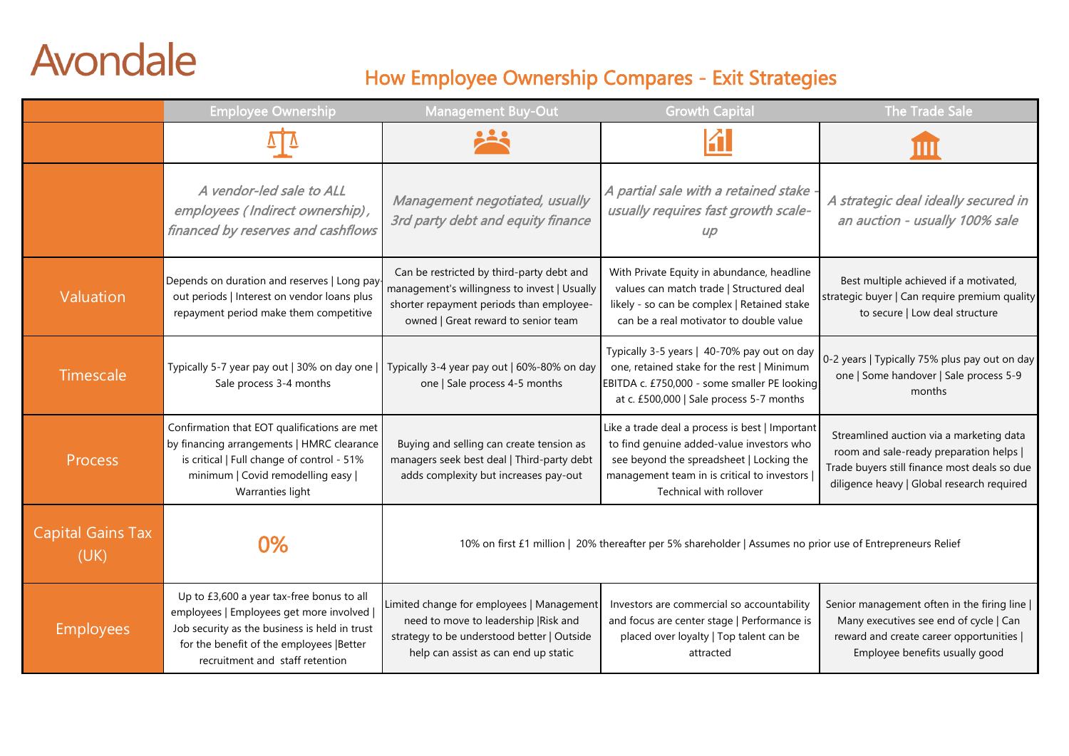# Avondale

## How Employee Ownership Compares - Exit Strategies

| | Employee Ownership | Management Buy-Out | Growth Capital | The Trade Sale |
|---|---|---|---|---|
| | *A vendor-led sale to ALL employees (Indirect ownership), financed by reserves and cashflows* | *Management negotiated, usually 3rd party debt and equity finance* | *A partial sale with a retained stake - usually requires fast growth scale-up* | *A strategic deal ideally secured in an auction - usually 100% sale* |
| Valuation | Depends on duration and reserves \| Long pay-out periods \| Interest on vendor loans plus repayment period make them competitive | Can be restricted by third-party debt and management's willingness to invest \| Usually shorter repayment periods than employee-owned \| Great reward to senior team | With Private Equity in abundance, headline values can match trade \| Structured deal likely - so can be complex \| Retained stake can be a real motivator to double value | Best multiple achieved if a motivated, strategic buyer \| Can require premium quality to secure \| Low deal structure |
| Timescale | Typically 5-7 year pay out \| 30% on day one \| Sale process 3-4 months | Typically 3-4 year pay out \| 60%-80% on day one \| Sale process 4-5 months | Typically 3-5 years \| 40-70% pay out on day one, retained stake for the rest \| Minimum EBITDA c. £750,000 - some smaller PE looking at c. £500,000 \| Sale process 5-7 months | 0-2 years \| Typically 75% plus pay out on day one \| Some handover \| Sale process 5-9 months |
| Process | Confirmation that EOT qualifications are met by financing arrangements \| HMRC clearance is critical \| Full change of control - 51% minimum \| Covid remodelling easy \| Warranties light | Buying and selling can create tension as managers seek best deal \| Third-party debt adds complexity but increases pay-out | Like a trade deal a process is best \| Important to find genuine added-value investors who see beyond the spreadsheet \| Locking the management team in is critical to investors \| Technical with rollover | Streamlined auction via a marketing data room and sale-ready preparation helps \| Trade buyers still finance most deals so due diligence heavy \| Global research required |
| Capital Gains Tax (UK) | 0% | 10% on first £1 million \| 20% thereafter per 5% shareholder \| Assumes no prior use of Entrepreneurs Relief | | |
| Employees | Up to £3,600 a year tax-free bonus to all employees \| Employees get more involved \| Job security as the business is held in trust for the benefit of the employees \|Better recruitment and staff retention | Limited change for employees \| Management need to move to leadership \|Risk and strategy to be understood better \| Outside help can assist as can end up static | Investors are commercial so accountability and focus are center stage \| Performance is placed over loyalty \| Top talent can be attracted | Senior management often in the firing line \| Many executives see end of cycle \| Can reward and create career opportunities \| Employee benefits usually good |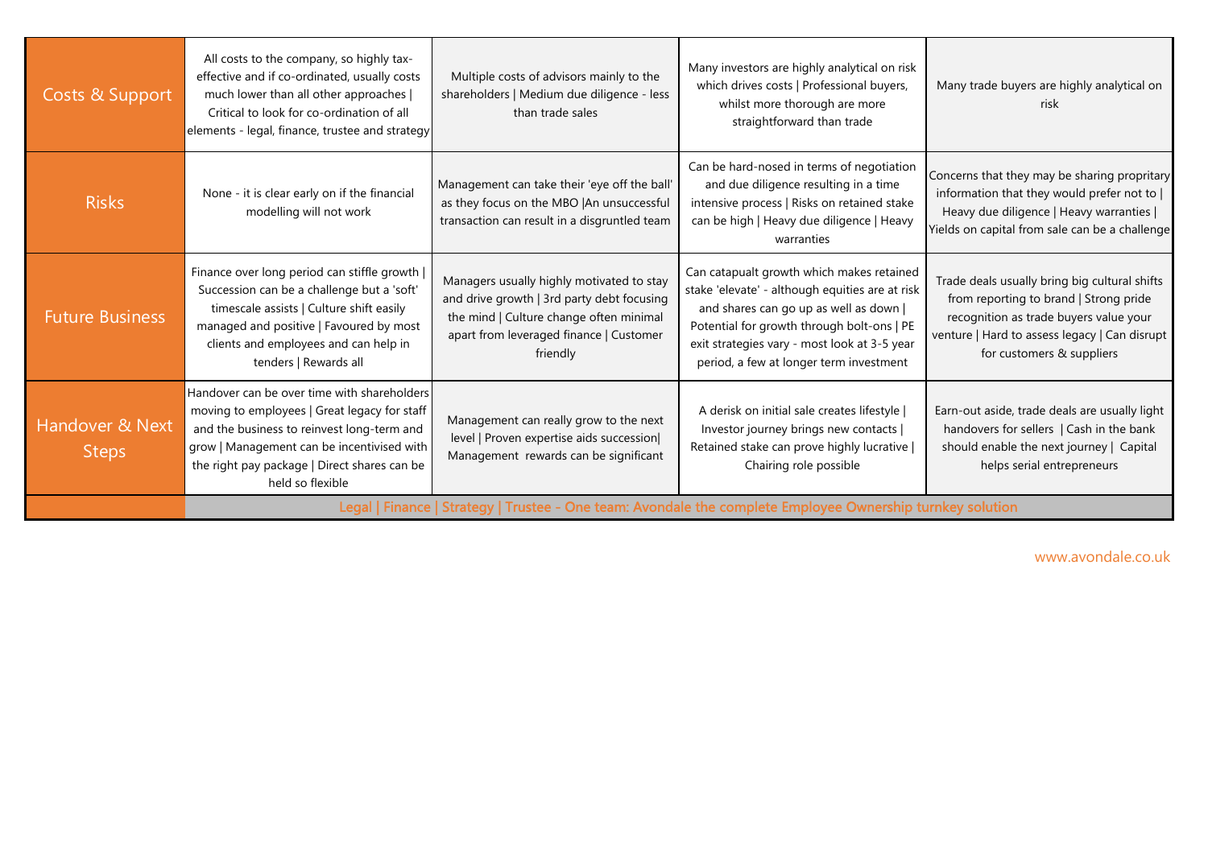| | | | | |
|---|---|---|---|---|
| Costs & Support | All costs to the company, so highly tax-effective and if co-ordinated, usually costs much lower than all other approaches \| Critical to look for co-ordination of all elements - legal, finance, trustee and strategy | Multiple costs of advisors mainly to the shareholders \| Medium due diligence - less than trade sales | Many investors are highly analytical on risk which drives costs \| Professional buyers, whilst more thorough are more straightforward than trade | Many trade buyers are highly analytical on risk |
| Risks | None - it is clear early on if the financial modelling will not work | Management can take their 'eye off the ball' as they focus on the MBO \|An unsuccessful transaction can result in a disgruntled team | Can be hard-nosed in terms of negotiation and due diligence resulting in a time intensive process \| Risks on retained stake can be high \| Heavy due diligence \| Heavy warranties | Concerns that they may be sharing propritary information that they would prefer not to \| Heavy due diligence \| Heavy warranties \| Yields on capital from sale can be a challenge |
| Future Business | Finance over long period can stiffle growth \| Succession can be a challenge but a 'soft' timescale assists \| Culture shift easily managed and positive \| Favoured by most clients and employees and can help in tenders \| Rewards all | Managers usually highly motivated to stay and drive growth \| 3rd party debt focusing the mind \| Culture change often minimal apart from leveraged finance \| Customer friendly | Can catapualt growth which makes retained stake 'elevate' - although equities are at risk and shares can go up as well as down \| Potential for growth through bolt-ons \| PE exit strategies vary - most look at 3-5 year period, a few at longer term investment | Trade deals usually bring big cultural shifts from reporting to brand \| Strong pride recognition as trade buyers value your venture \| Hard to assess legacy \| Can disrupt for customers & suppliers |
| Handover & Next Steps | Handover can be over time with shareholders moving to employees \| Great legacy for staff and the business to reinvest long-term and grow \| Management can be incentivised with the right pay package \| Direct shares can be held so flexible | Management can really grow to the next level \| Proven expertise aids succession\| Management rewards can be significant | A derisk on initial sale creates lifestyle \| Investor journey brings new contacts \| Retained stake can prove highly lucrative \| Chairing role possible | Earn-out aside, trade deals are usually light handovers for sellers \| Cash in the bank should enable the next journey \| Capital helps serial entrepreneurs |
| | Legal \| Finance \| Strategy \| Trustee - One team: Avondale the complete Employee Ownership turnkey solution | | | |

www.avondale.co.uk